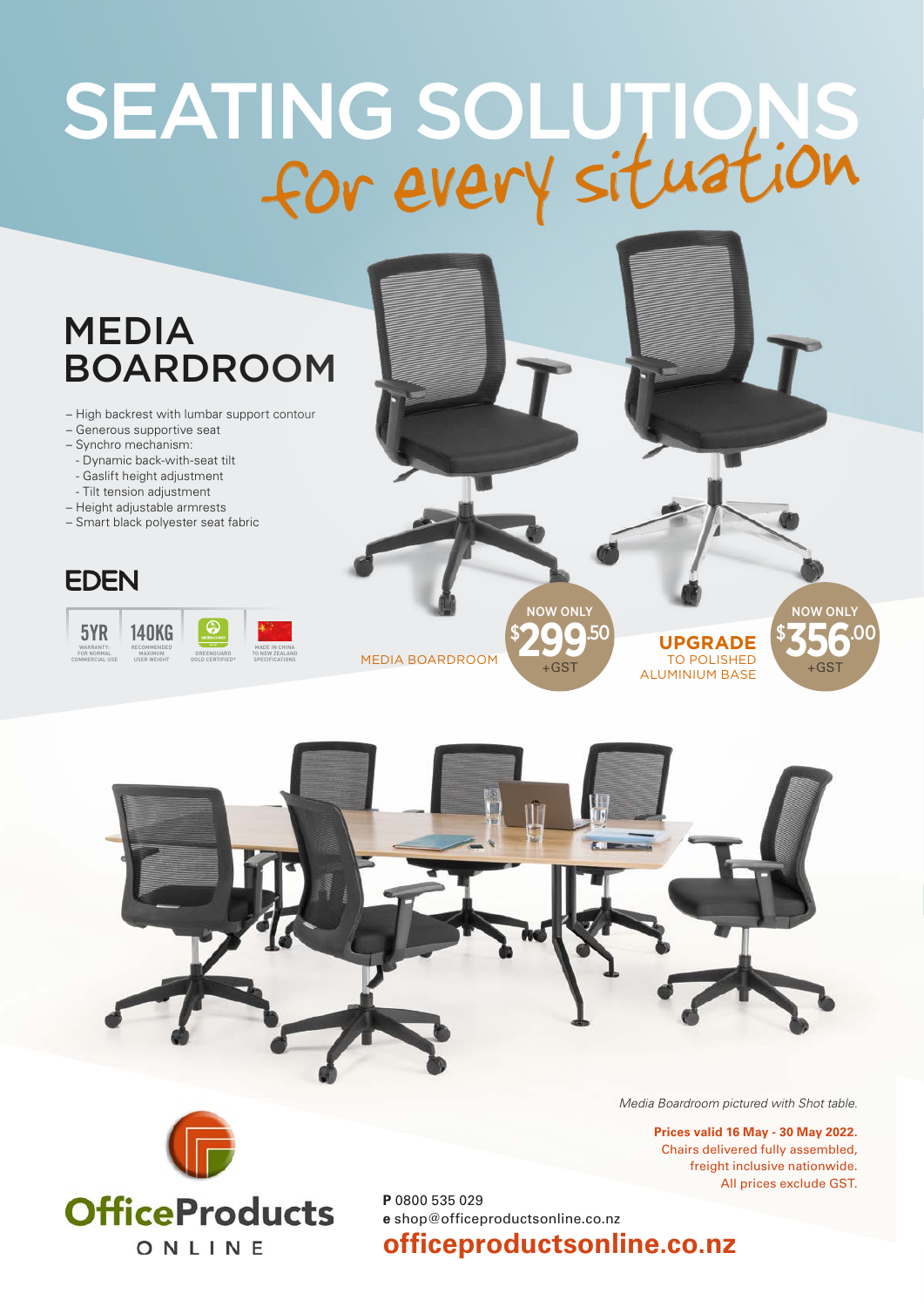# SEATING SOLUTIONS
## for every situation

## MEDIA BOARDROOM

- High backrest with lumbar support contour
- Generous supportive seat
- Synchro mechanism:
  - Dynamic back-with-seat tilt
  - Gaslift height adjustment
  - Tilt tension adjustment
- Height adjustable armrests
- Smart black polyester seat fabric

EDEN

5YR WARRANTY: FOR NORMAL COMMERCIAL USE | 140KG RECOMMENDED MAXIMUM USER WEIGHT | GREENGUARD GOLD CERTIFIED* | MADE IN CHINA TO NEW ZEALAND SPECIFICATIONS

MEDIA BOARDROOM — NOW ONLY $299.50 +GST

**UPGRADE** TO POLISHED ALUMINIUM BASE — NOW ONLY $356.00 +GST

*Media Boardroom pictured with Shot table.*

**Prices valid 16 May - 30 May 2022.**
Chairs delivered fully assembled, freight inclusive nationwide.
All prices exclude GST.

OfficeProducts ONLINE

**P** 0800 535 029
**e** shop@officeproductsonline.co.nz
**officeproductsonline.co.nz**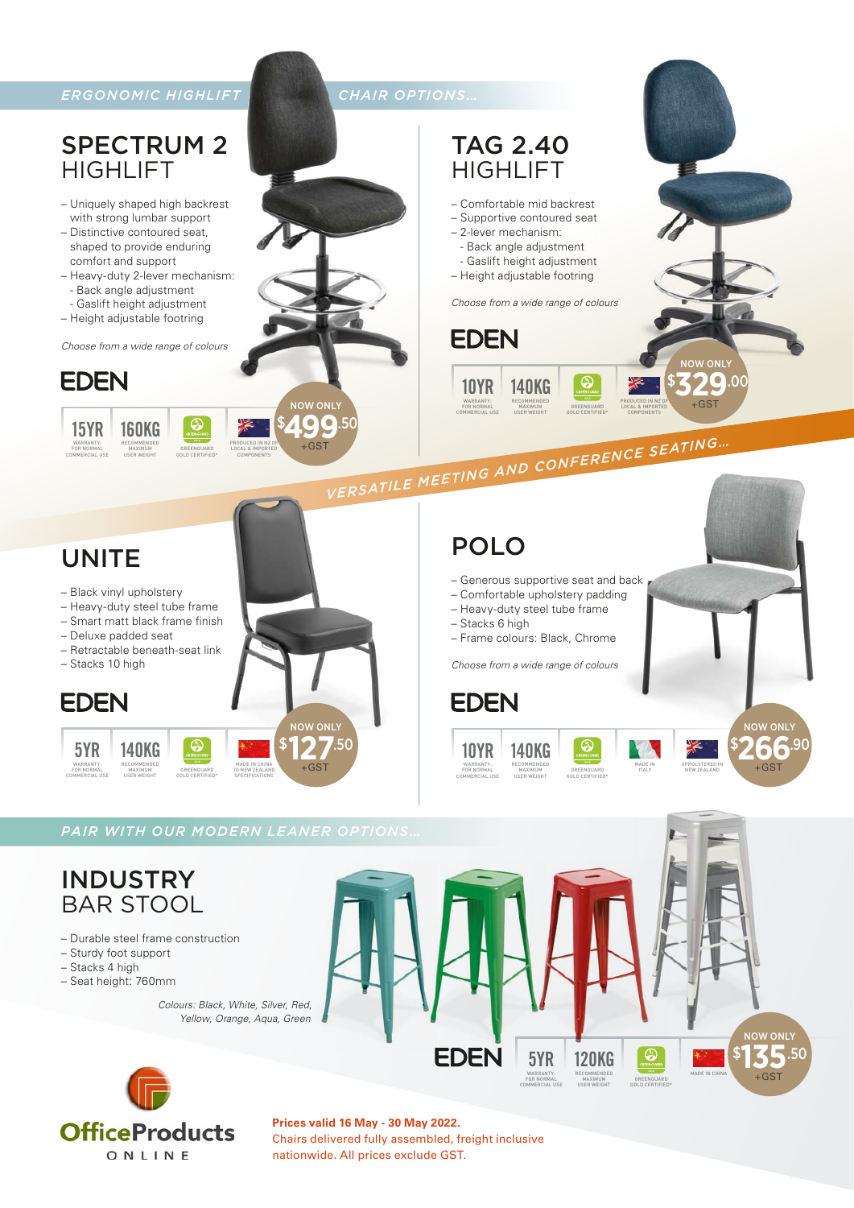*ERGONOMIC HIGHLIFT CHAIR OPTIONS...*

## SPECTRUM 2 HIGHLIFT

- Uniquely shaped high backrest with strong lumbar support
- Distinctive contoured seat, shaped to provide enduring comfort and support
- Heavy-duty 2-lever mechanism:
  - Back angle adjustment
  - Gaslift height adjustment
- Height adjustable footring

*Choose from a wide range of colours*

EDEN

15YR WARRANTY: FOR NORMAL COMMERCIAL USE | 160KG RECOMMENDED MAXIMUM USER WEIGHT | GREENGUARD GOLD CERTIFIED* | PRODUCED IN NZ OF LOCAL & IMPORTED COMPONENTS

NOW ONLY $499.50 +GST

## TAG 2.40 HIGHLIFT

- Comfortable mid backrest
- Supportive contoured seat
- 2-lever mechanism:
  - Back angle adjustment
  - Gaslift height adjustment
- Height adjustable footring

*Choose from a wide range of colours*

EDEN

10YR WARRANTY: FOR NORMAL COMMERCIAL USE | 140KG RECOMMENDED MAXIMUM USER WEIGHT | GREENGUARD GOLD CERTIFIED* | PRODUCED IN NZ OF LOCAL & IMPORTED COMPONENTS

NOW ONLY $329.00 +GST

*VERSATILE MEETING AND CONFERENCE SEATING...*

## UNITE

- Black vinyl upholstery
- Heavy-duty steel tube frame
- Smart matt black frame finish
- Deluxe padded seat
- Retractable beneath-seat link
- Stacks 10 high

EDEN

5YR WARRANTY: FOR NORMAL COMMERCIAL USE | 140KG RECOMMENDED MAXIMUM USER WEIGHT | GREENGUARD GOLD CERTIFIED* | MADE IN CHINA TO NEW ZEALAND SPECIFICATIONS

NOW ONLY $127.50 +GST

## POLO

- Generous supportive seat and back
- Comfortable upholstery padding
- Heavy-duty steel tube frame
- Stacks 6 high
- Frame colours: Black, Chrome

*Choose from a wide range of colours*

EDEN

10YR WARRANTY: FOR NORMAL COMMERCIAL USE | 140KG RECOMMENDED MAXIMUM USER WEIGHT | GREENGUARD GOLD CERTIFIED* | MADE IN ITALY | UPHOLSTERED IN NEW ZEALAND

NOW ONLY $266.90 +GST

*PAIR WITH OUR MODERN LEANER OPTIONS...*

## INDUSTRY BAR STOOL

- Durable steel frame construction
- Sturdy foot support
- Stacks 4 high
- Seat height: 760mm

*Colours: Black, White, Silver, Red, Yellow, Orange, Aqua, Green*

EDEN

5YR WARRANTY: FOR NORMAL COMMERCIAL USE | 120KG RECOMMENDED MAXIMUM USER WEIGHT | GREENGUARD GOLD CERTIFIED* | MADE IN CHINA

NOW ONLY $135.50 +GST

OfficeProducts ONLINE

**Prices valid 16 May - 30 May 2022.**
Chairs delivered fully assembled, freight inclusive nationwide. All prices exclude GST.